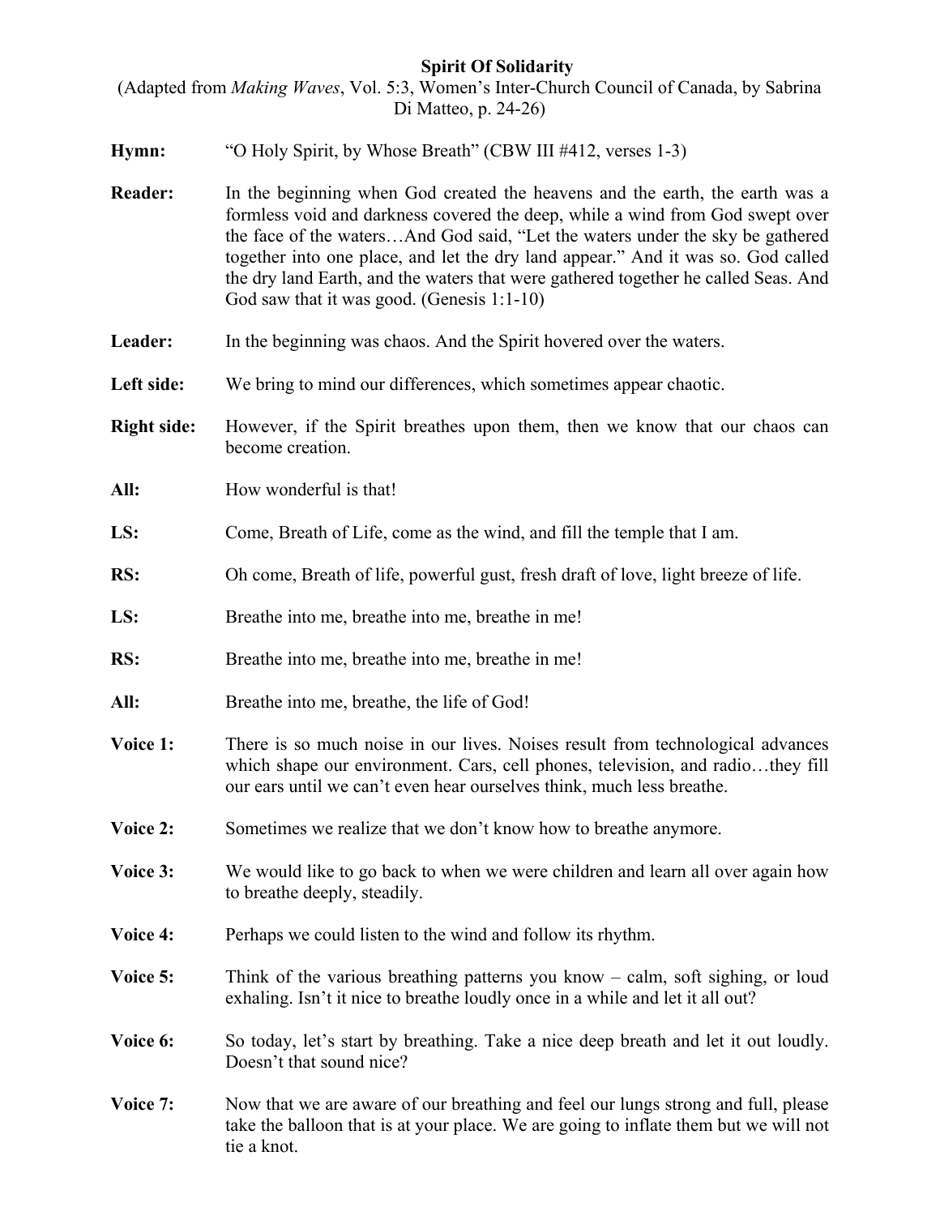# Spirit Of Solidarity

(Adapted from *Making Waves*, Vol. 5:3, Women's Inter-Church Council of Canada, by Sabrina Di Matteo, p. 24-26)

**Hymn:** "O Holy Spirit, by Whose Breath" (CBW III #412, verses 1-3)

**Reader:** In the beginning when God created the heavens and the earth, the earth was a formless void and darkness covered the deep, while a wind from God swept over the face of the waters…And God said, "Let the waters under the sky be gathered together into one place, and let the dry land appear." And it was so. God called the dry land Earth, and the waters that were gathered together he called Seas. And God saw that it was good. (Genesis 1:1-10)

**Leader:** In the beginning was chaos. And the Spirit hovered over the waters.

**Left side:** We bring to mind our differences, which sometimes appear chaotic.

**Right side:** However, if the Spirit breathes upon them, then we know that our chaos can become creation.

**All:** How wonderful is that!

**LS:** Come, Breath of Life, come as the wind, and fill the temple that I am.

**RS:** Oh come, Breath of life, powerful gust, fresh draft of love, light breeze of life.

**LS:** Breathe into me, breathe into me, breathe in me!

**RS:** Breathe into me, breathe into me, breathe in me!

**All:** Breathe into me, breathe, the life of God!

**Voice 1:** There is so much noise in our lives. Noises result from technological advances which shape our environment. Cars, cell phones, television, and radio…they fill our ears until we can't even hear ourselves think, much less breathe.

**Voice 2:** Sometimes we realize that we don't know how to breathe anymore.

**Voice 3:** We would like to go back to when we were children and learn all over again how to breathe deeply, steadily.

**Voice 4:** Perhaps we could listen to the wind and follow its rhythm.

**Voice 5:** Think of the various breathing patterns you know – calm, soft sighing, or loud exhaling. Isn't it nice to breathe loudly once in a while and let it all out?

**Voice 6:** So today, let's start by breathing. Take a nice deep breath and let it out loudly. Doesn't that sound nice?

**Voice 7:** Now that we are aware of our breathing and feel our lungs strong and full, please take the balloon that is at your place. We are going to inflate them but we will not tie a knot.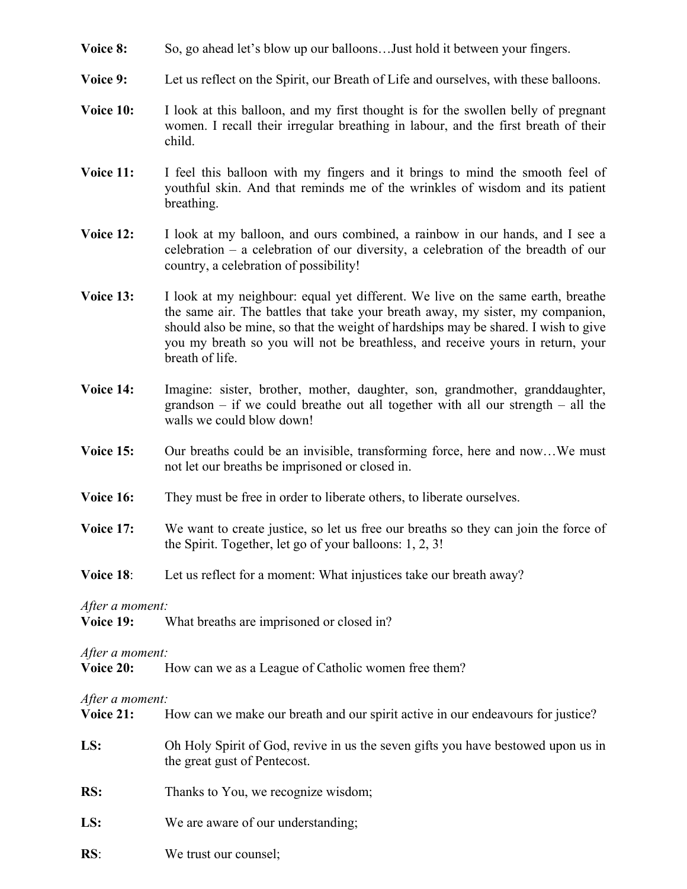**Voice 8:** So, go ahead let's blow up our balloons…Just hold it between your fingers.

**Voice 9:** Let us reflect on the Spirit, our Breath of Life and ourselves, with these balloons.

**Voice 10:** I look at this balloon, and my first thought is for the swollen belly of pregnant women. I recall their irregular breathing in labour, and the first breath of their child.

**Voice 11:** I feel this balloon with my fingers and it brings to mind the smooth feel of youthful skin. And that reminds me of the wrinkles of wisdom and its patient breathing.

**Voice 12:** I look at my balloon, and ours combined, a rainbow in our hands, and I see a celebration – a celebration of our diversity, a celebration of the breadth of our country, a celebration of possibility!

**Voice 13:** I look at my neighbour: equal yet different. We live on the same earth, breathe the same air. The battles that take your breath away, my sister, my companion, should also be mine, so that the weight of hardships may be shared. I wish to give you my breath so you will not be breathless, and receive yours in return, your breath of life.

**Voice 14:** Imagine: sister, brother, mother, daughter, son, grandmother, granddaughter, grandson – if we could breathe out all together with all our strength – all the walls we could blow down!

**Voice 15:** Our breaths could be an invisible, transforming force, here and now…We must not let our breaths be imprisoned or closed in.

**Voice 16:** They must be free in order to liberate others, to liberate ourselves.

**Voice 17:** We want to create justice, so let us free our breaths so they can join the force of the Spirit. Together, let go of your balloons: 1, 2, 3!

**Voice 18**: Let us reflect for a moment: What injustices take our breath away?

*After a moment:*
**Voice 19:** What breaths are imprisoned or closed in?

*After a moment:*
**Voice 20:** How can we as a League of Catholic women free them?

*After a moment:*
**Voice 21:** How can we make our breath and our spirit active in our endeavours for justice?

**LS:** Oh Holy Spirit of God, revive in us the seven gifts you have bestowed upon us in the great gust of Pentecost.

**RS:** Thanks to You, we recognize wisdom;

**LS:** We are aware of our understanding;

**RS**: We trust our counsel;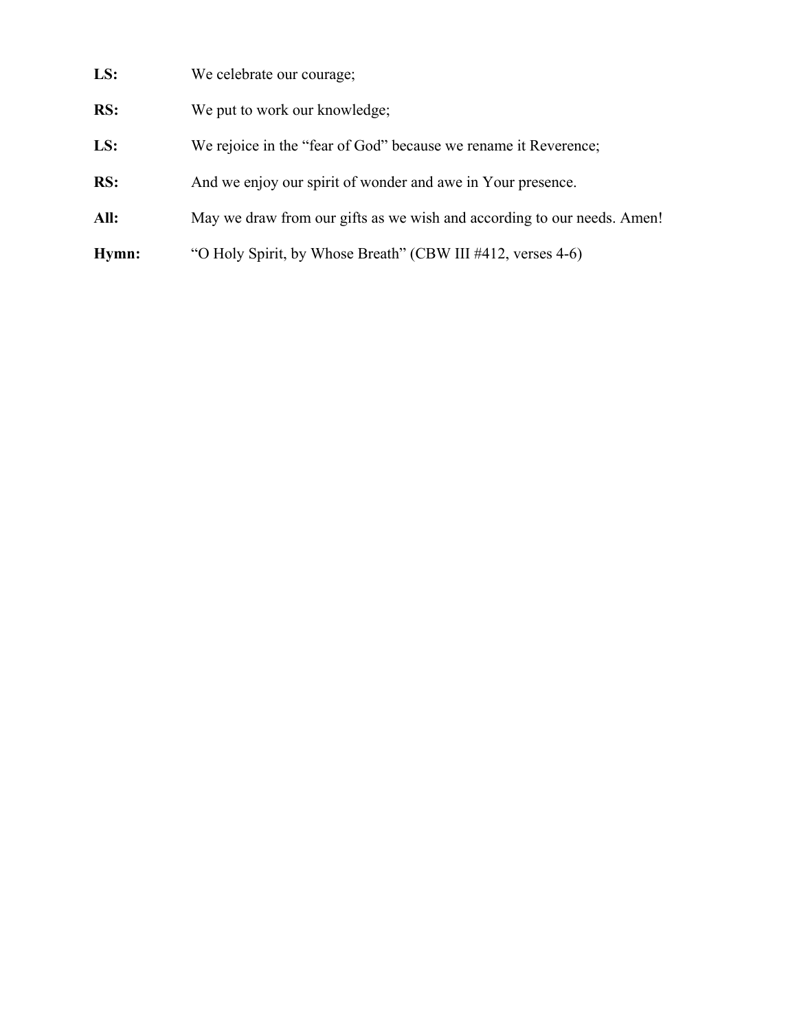**LS:** We celebrate our courage;

**RS:** We put to work our knowledge;

**LS:** We rejoice in the "fear of God" because we rename it Reverence;

**RS:** And we enjoy our spirit of wonder and awe in Your presence.

**All:** May we draw from our gifts as we wish and according to our needs. Amen!

**Hymn:** "O Holy Spirit, by Whose Breath" (CBW III #412, verses 4-6)